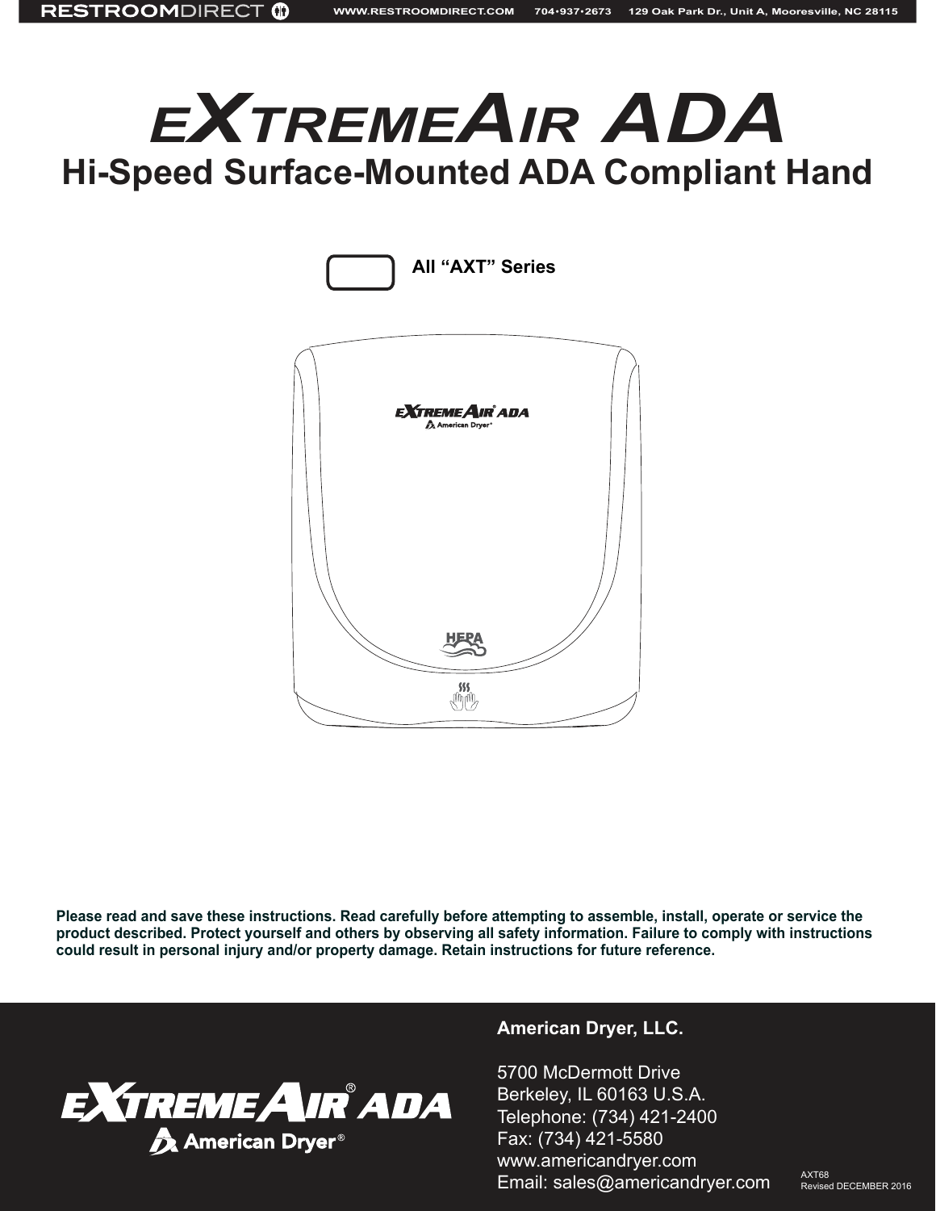# EXTREMEAIR ADA

## Hi-Speed Surface-Mounted ADA Compliant Hand

All "AXT" Series

**Please read and save these instructions. Read carefully before attempting to assemble, install, operate or service the product described. Protect yourself and others by observing all safety information. Failure to comply with instructions could result in personal injury and/or property damage. Retain instructions for future reference.**

**American Dryer, LLC.**

5700 McDermott Drive
Berkeley, IL 60163 U.S.A.
Telephone: (734) 421-2400
Fax: (734) 421-5580
www.americandryer.com
Email: sales@americandryer.com

AXT68
Revised DECEMBER 2016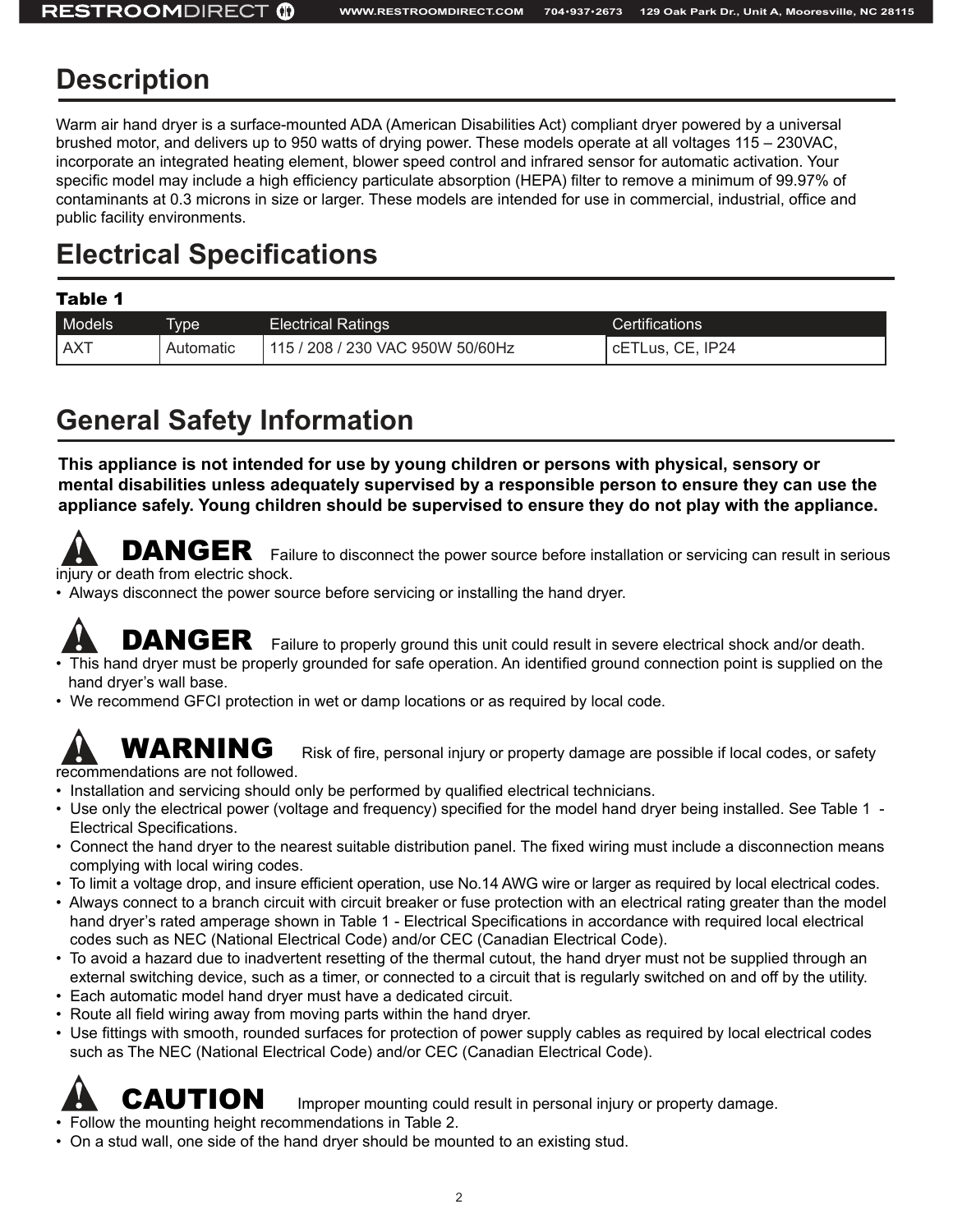## Description

Warm air hand dryer is a surface-mounted ADA (American Disabilities Act) compliant dryer powered by a universal brushed motor, and delivers up to 950 watts of drying power. These models operate at all voltages 115 – 230VAC, incorporate an integrated heating element, blower speed control and infrared sensor for automatic activation. Your specific model may include a high efficiency particulate absorption (HEPA) filter to remove a minimum of 99.97% of contaminants at 0.3 microns in size or larger. These models are intended for use in commercial, industrial, office and public facility environments.

## Electrical Specifications

**Table 1**

| Models | Type | Electrical Ratings | Certifications |
|---|---|---|---|
| AXT | Automatic | 115 / 208 / 230 VAC 950W 50/60Hz | cETLus, CE, IP24 |

## General Safety Information

**This appliance is not intended for use by young children or persons with physical, sensory or mental disabilities unless adequately supervised by a responsible person to ensure they can use the appliance safely. Young children should be supervised to ensure they do not play with the appliance.**

**DANGER** Failure to disconnect the power source before installation or servicing can result in serious injury or death from electric shock.

- Always disconnect the power source before servicing or installing the hand dryer.

**DANGER** Failure to properly ground this unit could result in severe electrical shock and/or death.

- This hand dryer must be properly grounded for safe operation. An identified ground connection point is supplied on the hand dryer's wall base.
- We recommend GFCI protection in wet or damp locations or as required by local code.

**WARNING** Risk of fire, personal injury or property damage are possible if local codes, or safety recommendations are not followed.

- Installation and servicing should only be performed by qualified electrical technicians.
- Use only the electrical power (voltage and frequency) specified for the model hand dryer being installed. See Table 1 - Electrical Specifications.
- Connect the hand dryer to the nearest suitable distribution panel. The fixed wiring must include a disconnection means complying with local wiring codes.
- To limit a voltage drop, and insure efficient operation, use No.14 AWG wire or larger as required by local electrical codes.
- Always connect to a branch circuit with circuit breaker or fuse protection with an electrical rating greater than the model hand dryer's rated amperage shown in Table 1 - Electrical Specifications in accordance with required local electrical codes such as NEC (National Electrical Code) and/or CEC (Canadian Electrical Code).
- To avoid a hazard due to inadvertent resetting of the thermal cutout, the hand dryer must not be supplied through an external switching device, such as a timer, or connected to a circuit that is regularly switched on and off by the utility.
- Each automatic model hand dryer must have a dedicated circuit.
- Route all field wiring away from moving parts within the hand dryer.
- Use fittings with smooth, rounded surfaces for protection of power supply cables as required by local electrical codes such as The NEC (National Electrical Code) and/or CEC (Canadian Electrical Code).

**CAUTION** Improper mounting could result in personal injury or property damage.

- Follow the mounting height recommendations in Table 2.
- On a stud wall, one side of the hand dryer should be mounted to an existing stud.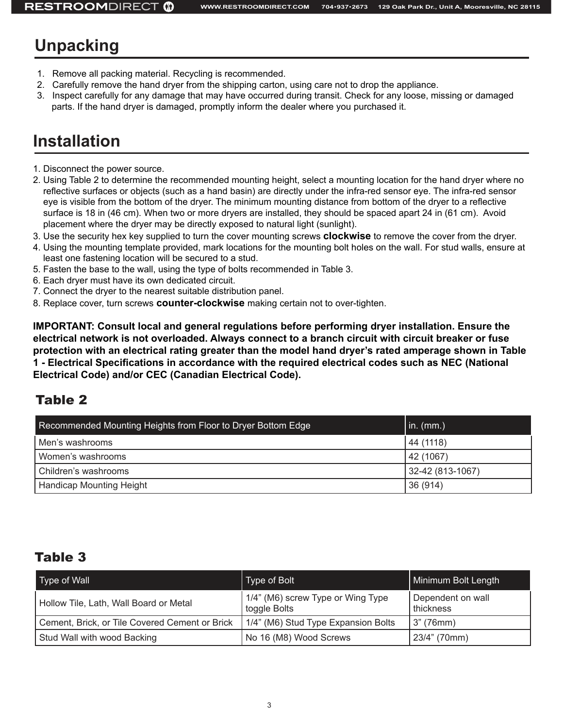## Unpacking

1. Remove all packing material. Recycling is recommended.
2. Carefully remove the hand dryer from the shipping carton, using care not to drop the appliance.
3. Inspect carefully for any damage that may have occurred during transit. Check for any loose, missing or damaged parts. If the hand dryer is damaged, promptly inform the dealer where you purchased it.

## Installation

1. Disconnect the power source.
2. Using Table 2 to determine the recommended mounting height, select a mounting location for the hand dryer where no reflective surfaces or objects (such as a hand basin) are directly under the infra-red sensor eye. The infra-red sensor eye is visible from the bottom of the dryer. The minimum mounting distance from bottom of the dryer to a reflective surface is 18 in (46 cm). When two or more dryers are installed, they should be spaced apart 24 in (61 cm). Avoid placement where the dryer may be directly exposed to natural light (sunlight).
3. Use the security hex key supplied to turn the cover mounting screws **clockwise** to remove the cover from the dryer.
4. Using the mounting template provided, mark locations for the mounting bolt holes on the wall. For stud walls, ensure at least one fastening location will be secured to a stud.
5. Fasten the base to the wall, using the type of bolts recommended in Table 3.
6. Each dryer must have its own dedicated circuit.
7. Connect the dryer to the nearest suitable distribution panel.
8. Replace cover, turn screws **counter-clockwise** making certain not to over-tighten.

**IMPORTANT: Consult local and general regulations before performing dryer installation. Ensure the electrical network is not overloaded. Always connect to a branch circuit with circuit breaker or fuse protection with an electrical rating greater than the model hand dryer's rated amperage shown in Table 1 - Electrical Specifications in accordance with the required electrical codes such as NEC (National Electrical Code) and/or CEC (Canadian Electrical Code).**

### Table 2

| Recommended Mounting Heights from Floor to Dryer Bottom Edge | in. (mm.) |
| --- | --- |
| Men's washrooms | 44 (1118) |
| Women's washrooms | 42 (1067) |
| Children's washrooms | 32-42 (813-1067) |
| Handicap Mounting Height | 36 (914) |

### Table 3

| Type of Wall | Type of Bolt | Minimum Bolt Length |
| --- | --- | --- |
| Hollow Tile, Lath, Wall Board or Metal | 1/4" (M6) screw Type or Wing Type toggle Bolts | Dependent on wall thickness |
| Cement, Brick, or Tile Covered Cement or Brick | 1/4" (M6) Stud Type Expansion Bolts | 3" (76mm) |
| Stud Wall with wood Backing | No 16 (M8) Wood Screws | 23/4" (70mm) |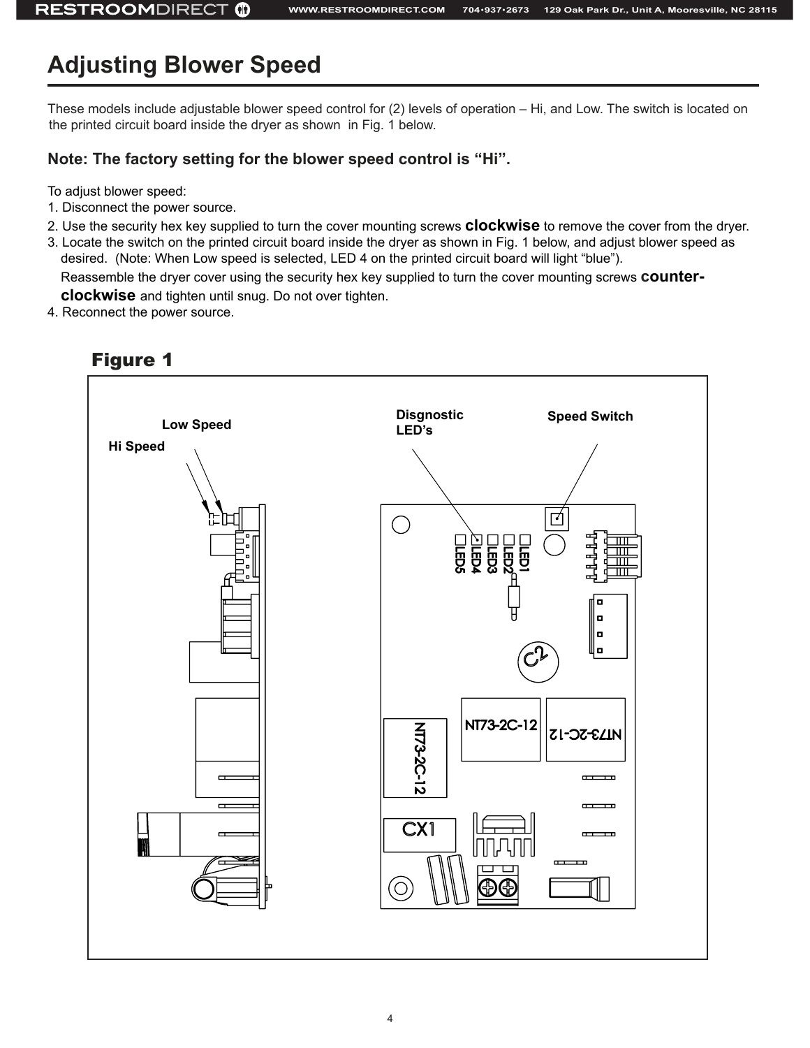# Adjusting Blower Speed

These models include adjustable blower speed control for (2) levels of operation – Hi, and Low. The switch is located on the printed circuit board inside the dryer as shown in Fig. 1 below.

**Note: The factory setting for the blower speed control is "Hi".**

To adjust blower speed:

1. Disconnect the power source.
2. Use the security hex key supplied to turn the cover mounting screws **clockwise** to remove the cover from the dryer.
3. Locate the switch on the printed circuit board inside the dryer as shown in Fig. 1 below, and adjust blower speed as desired. (Note: When Low speed is selected, LED 4 on the printed circuit board will light "blue").
   Reassemble the dryer cover using the security hex key supplied to turn the cover mounting screws **counter-clockwise** and tighten until snug. Do not over tighten.
4. Reconnect the power source.

**Figure 1**

Low Speed

Hi Speed

Disgnostic LED's

Speed Switch

LED1 LED2 LED3 LED4 LED5

C2

NT73-2C-12

NT73-2C-12

NT73-2C-12

CX1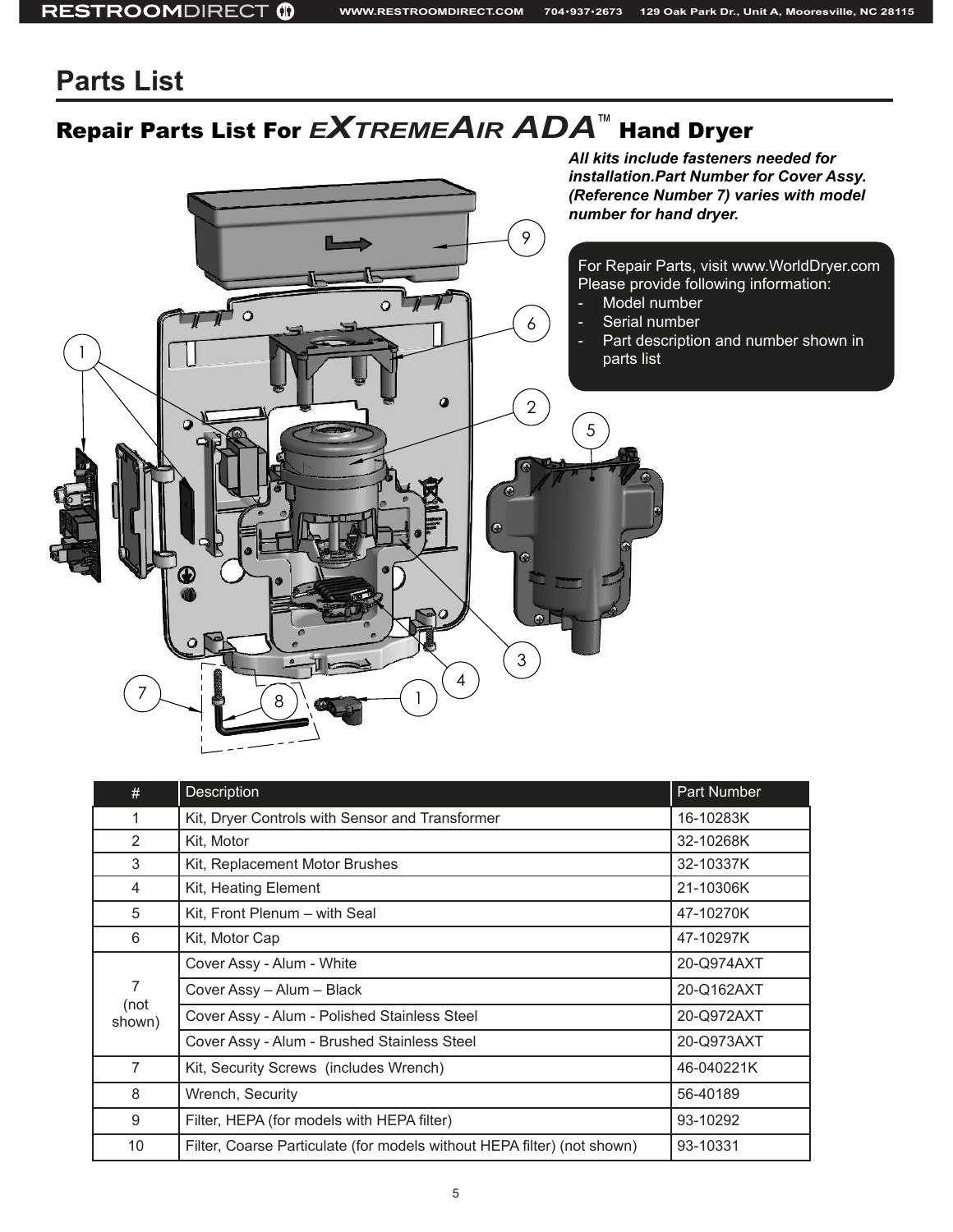# Parts List

## Repair Parts List For EXTREMEAIR ADA™ Hand Dryer

***All kits include fasteners needed for installation.Part Number for Cover Assy. (Reference Number 7) varies with model number for hand dryer.***

For Repair Parts, visit www.WorldDryer.com
Please provide following information:

- Model number
- Serial number
- Part description and number shown in parts list

| # | Description | Part Number |
|---|---|---|
| 1 | Kit, Dryer Controls with Sensor and Transformer | 16-10283K |
| 2 | Kit, Motor | 32-10268K |
| 3 | Kit, Replacement Motor Brushes | 32-10337K |
| 4 | Kit, Heating Element | 21-10306K |
| 5 | Kit, Front Plenum – with Seal | 47-10270K |
| 6 | Kit, Motor Cap | 47-10297K |
| 7 (not shown) | Cover Assy - Alum - White | 20-Q974AXT |
| | Cover Assy – Alum – Black | 20-Q162AXT |
| | Cover Assy - Alum - Polished Stainless Steel | 20-Q972AXT |
| | Cover Assy - Alum - Brushed Stainless Steel | 20-Q973AXT |
| 7 | Kit, Security Screws (includes Wrench) | 46-040221K |
| 8 | Wrench, Security | 56-40189 |
| 9 | Filter, HEPA (for models with HEPA filter) | 93-10292 |
| 10 | Filter, Coarse Particulate (for models without HEPA filter) (not shown) | 93-10331 |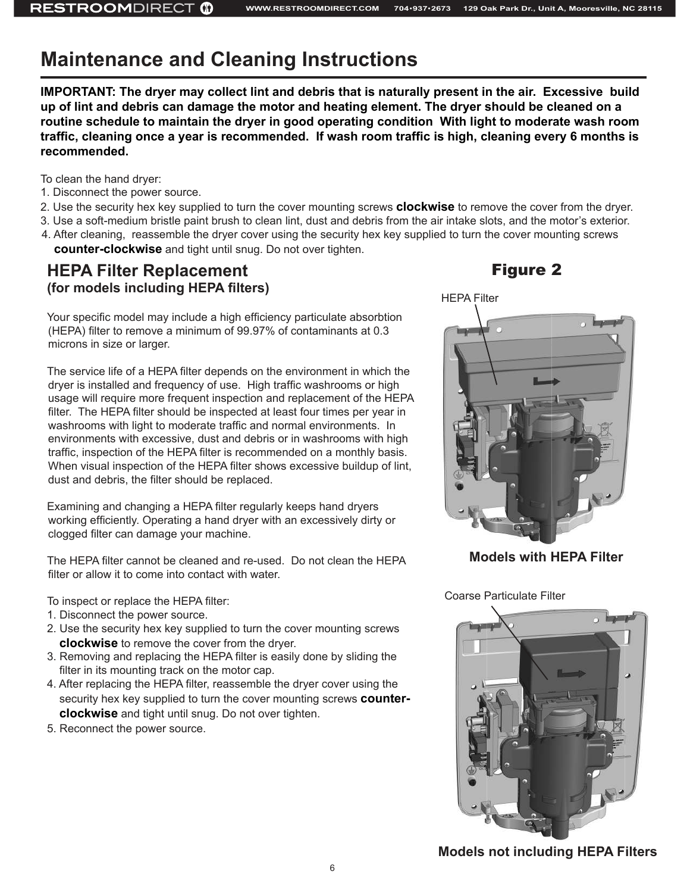# Maintenance and Cleaning Instructions

**IMPORTANT: The dryer may collect lint and debris that is naturally present in the air. Excessive build up of lint and debris can damage the motor and heating element. The dryer should be cleaned on a routine schedule to maintain the dryer in good operating condition With light to moderate wash room traffic, cleaning once a year is recommended. If wash room traffic is high, cleaning every 6 months is recommended.**

To clean the hand dryer:

1. Disconnect the power source.
2. Use the security hex key supplied to turn the cover mounting screws **clockwise** to remove the cover from the dryer.
3. Use a soft-medium bristle paint brush to clean lint, dust and debris from the air intake slots, and the motor's exterior.
4. After cleaning, reassemble the dryer cover using the security hex key supplied to turn the cover mounting screws **counter-clockwise** and tight until snug. Do not over tighten.

## HEPA Filter Replacement
### (for models including HEPA filters)

Your specific model may include a high efficiency particulate absorbtion (HEPA) filter to remove a minimum of 99.97% of contaminants at 0.3 microns in size or larger.

The service life of a HEPA filter depends on the environment in which the dryer is installed and frequency of use. High traffic washrooms or high usage will require more frequent inspection and replacement of the HEPA filter. The HEPA filter should be inspected at least four times per year in washrooms with light to moderate traffic and normal environments. In environments with excessive, dust and debris or in washrooms with high traffic, inspection of the HEPA filter is recommended on a monthly basis. When visual inspection of the HEPA filter shows excessive buildup of lint, dust and debris, the filter should be replaced.

Examining and changing a HEPA filter regularly keeps hand dryers working efficiently. Operating a hand dryer with an excessively dirty or clogged filter can damage your machine.

The HEPA filter cannot be cleaned and re-used. Do not clean the HEPA filter or allow it to come into contact with water.

To inspect or replace the HEPA filter:

1. Disconnect the power source.
2. Use the security hex key supplied to turn the cover mounting screws **clockwise** to remove the cover from the dryer.
3. Removing and replacing the HEPA filter is easily done by sliding the filter in its mounting track on the motor cap.
4. After replacing the HEPA filter, reassemble the dryer cover using the security hex key supplied to turn the cover mounting screws **counter-clockwise** and tight until snug. Do not over tighten.
5. Reconnect the power source.

## Figure 2

HEPA Filter

**Models with HEPA Filter**

Coarse Particulate Filter

**Models not including HEPA Filters**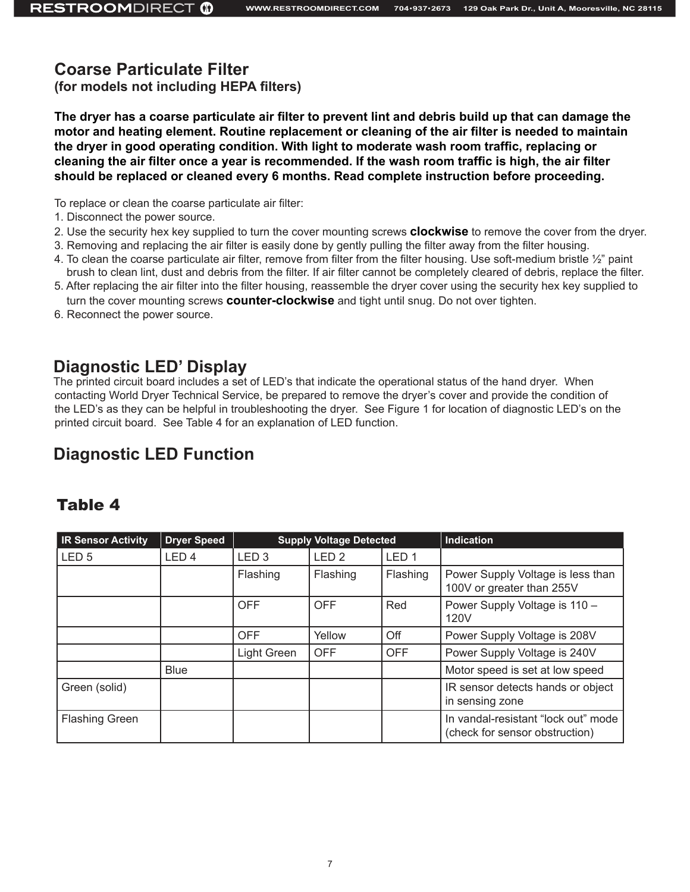## Coarse Particulate Filter
### (for models not including HEPA filters)

**The dryer has a coarse particulate air filter to prevent lint and debris build up that can damage the motor and heating element. Routine replacement or cleaning of the air filter is needed to maintain the dryer in good operating condition. With light to moderate wash room traffic, replacing or cleaning the air filter once a year is recommended. If the wash room traffic is high, the air filter should be replaced or cleaned every 6 months. Read complete instruction before proceeding.**

To replace or clean the coarse particulate air filter:
1. Disconnect the power source.
2. Use the security hex key supplied to turn the cover mounting screws **clockwise** to remove the cover from the dryer.
3. Removing and replacing the air filter is easily done by gently pulling the filter away from the filter housing.
4. To clean the coarse particulate air filter, remove from filter from the filter housing. Use soft-medium bristle ½" paint brush to clean lint, dust and debris from the filter. If air filter cannot be completely cleared of debris, replace the filter.
5. After replacing the air filter into the filter housing, reassemble the dryer cover using the security hex key supplied to turn the cover mounting screws **counter-clockwise** and tight until snug. Do not over tighten.
6. Reconnect the power source.

## Diagnostic LED' Display

The printed circuit board includes a set of LED's that indicate the operational status of the hand dryer. When contacting World Dryer Technical Service, be prepared to remove the dryer's cover and provide the condition of the LED's as they can be helpful in troubleshooting the dryer. See Figure 1 for location of diagnostic LED's on the printed circuit board. See Table 4 for an explanation of LED function.

## Diagnostic LED Function

### Table 4

| IR Sensor Activity | Dryer Speed | Supply Voltage Detected | | | Indication |
|---|---|---|---|---|---|
| LED 5 | LED 4 | LED 3 | LED 2 | LED 1 | |
| | | Flashing | Flashing | Flashing | Power Supply Voltage is less than 100V or greater than 255V |
| | | OFF | OFF | Red | Power Supply Voltage is 110 – 120V |
| | | OFF | Yellow | Off | Power Supply Voltage is 208V |
| | | Light Green | OFF | OFF | Power Supply Voltage is 240V |
| | Blue | | | | Motor speed is set at low speed |
| Green (solid) | | | | | IR sensor detects hands or object in sensing zone |
| Flashing Green | | | | | In vandal-resistant "lock out" mode (check for sensor obstruction) |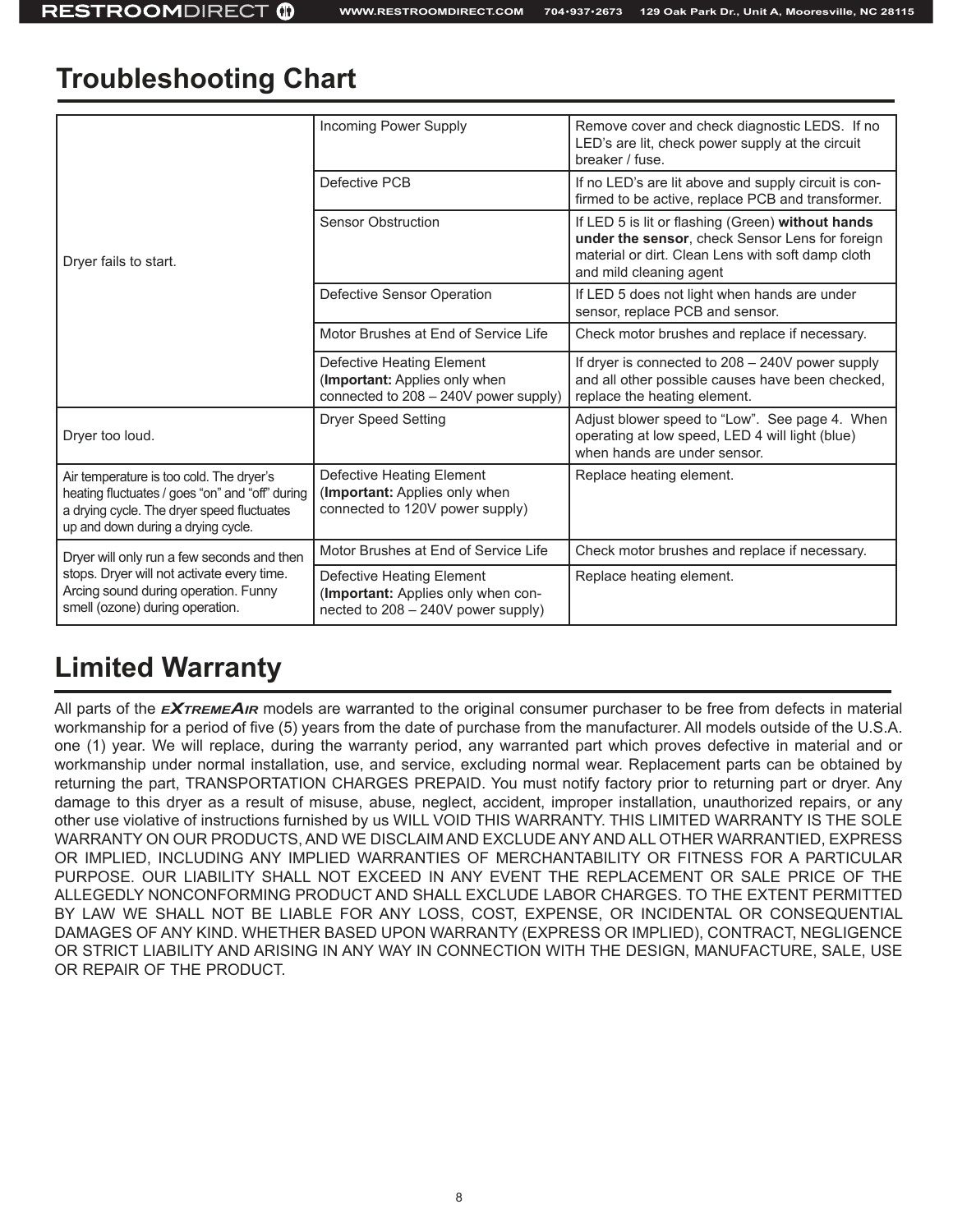## Troubleshooting Chart

| | | |
|---|---|---|
| Dryer fails to start. | Incoming Power Supply | Remove cover and check diagnostic LEDS. If no LED's are lit, check power supply at the circuit breaker / fuse. |
| | Defective PCB | If no LED's are lit above and supply circuit is confirmed to be active, replace PCB and transformer. |
| | Sensor Obstruction | If LED 5 is lit or flashing (Green) **without hands under the sensor**, check Sensor Lens for foreign material or dirt. Clean Lens with soft damp cloth and mild cleaning agent |
| | Defective Sensor Operation | If LED 5 does not light when hands are under sensor, replace PCB and sensor. |
| | Motor Brushes at End of Service Life | Check motor brushes and replace if necessary. |
| | Defective Heating Element (**Important:** Applies only when connected to 208 – 240V power supply) | If dryer is connected to 208 – 240V power supply and all other possible causes have been checked, replace the heating element. |
| Dryer too loud. | Dryer Speed Setting | Adjust blower speed to "Low". See page 4. When operating at low speed, LED 4 will light (blue) when hands are under sensor. |
| Air temperature is too cold. The dryer's heating fluctuates / goes "on" and "off" during a drying cycle. The dryer speed fluctuates up and down during a drying cycle. | Defective Heating Element (**Important:** Applies only when connected to 120V power supply) | Replace heating element. |
| Dryer will only run a few seconds and then stops. Dryer will not activate every time. Arcing sound during operation. Funny smell (ozone) during operation. | Motor Brushes at End of Service Life | Check motor brushes and replace if necessary. |
| | Defective Heating Element (**Important:** Applies only when connected to 208 – 240V power supply) | Replace heating element. |

## Limited Warranty

All parts of the ***eXtremeAir*** models are warranted to the original consumer purchaser to be free from defects in material workmanship for a period of five (5) years from the date of purchase from the manufacturer. All models outside of the U.S.A. one (1) year. We will replace, during the warranty period, any warranted part which proves defective in material and or workmanship under normal installation, use, and service, excluding normal wear. Replacement parts can be obtained by returning the part, TRANSPORTATION CHARGES PREPAID. You must notify factory prior to returning part or dryer. Any damage to this dryer as a result of misuse, abuse, neglect, accident, improper installation, unauthorized repairs, or any other use violative of instructions furnished by us WILL VOID THIS WARRANTY. THIS LIMITED WARRANTY IS THE SOLE WARRANTY ON OUR PRODUCTS, AND WE DISCLAIM AND EXCLUDE ANY AND ALL OTHER WARRANTIED, EXPRESS OR IMPLIED, INCLUDING ANY IMPLIED WARRANTIES OF MERCHANTABILITY OR FITNESS FOR A PARTICULAR PURPOSE. OUR LIABILITY SHALL NOT EXCEED IN ANY EVENT THE REPLACEMENT OR SALE PRICE OF THE ALLEGEDLY NONCONFORMING PRODUCT AND SHALL EXCLUDE LABOR CHARGES. TO THE EXTENT PERMITTED BY LAW WE SHALL NOT BE LIABLE FOR ANY LOSS, COST, EXPENSE, OR INCIDENTAL OR CONSEQUENTIAL DAMAGES OF ANY KIND. WHETHER BASED UPON WARRANTY (EXPRESS OR IMPLIED), CONTRACT, NEGLIGENCE OR STRICT LIABILITY AND ARISING IN ANY WAY IN CONNECTION WITH THE DESIGN, MANUFACTURE, SALE, USE OR REPAIR OF THE PRODUCT.